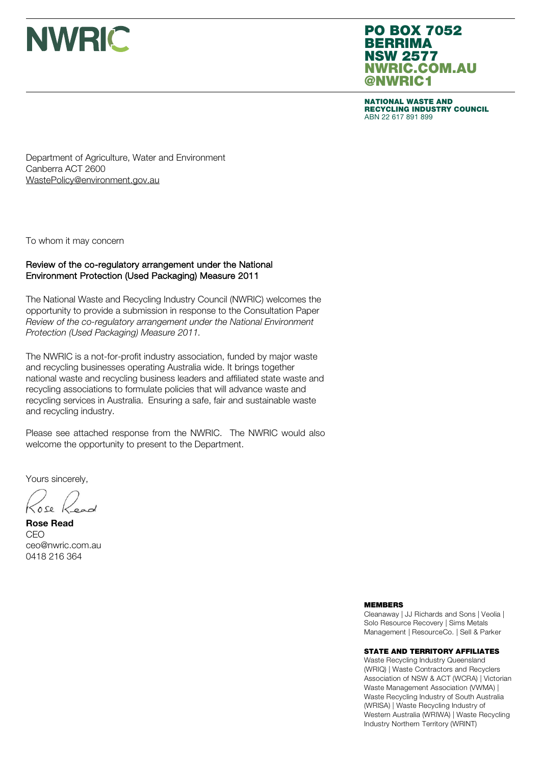# NWRIC

**PO BOX 7052**
**BERRIMA**
**NSW 2577**
**NWRIC.COM.AU**
**@NWRIC1**

**NATIONAL WASTE AND RECYCLING INDUSTRY COUNCIL**
ABN 22 617 891 899

Department of Agriculture, Water and Environment
Canberra ACT 2600
WastePolicy@environment.gov.au

To whom it may concern

Review of the co-regulatory arrangement under the National Environment Protection (Used Packaging) Measure 2011

The National Waste and Recycling Industry Council (NWRIC) welcomes the opportunity to provide a submission in response to the Consultation Paper *Review of the co-regulatory arrangement under the National Environment Protection (Used Packaging) Measure 2011*.

The NWRIC is a not-for-profit industry association, funded by major waste and recycling businesses operating Australia wide. It brings together national waste and recycling business leaders and affiliated state waste and recycling associations to formulate policies that will advance waste and recycling services in Australia. Ensuring a safe, fair and sustainable waste and recycling industry.

Please see attached response from the NWRIC. The NWRIC would also welcome the opportunity to present to the Department.

Yours sincerely,

Rose Read

**Rose Read**
CEO
ceo@nwric.com.au
0418 216 364

**MEMBERS**
Cleanaway | JJ Richards and Sons | Veolia | Solo Resource Recovery | Sims Metals Management | ResourceCo. | Sell & Parker

**STATE AND TERRITORY AFFILIATES**
Waste Recycling Industry Queensland (WRIQ) | Waste Contractors and Recyclers Association of NSW & ACT (WCRA) | Victorian Waste Management Association (VWMA) | Waste Recycling Industry of South Australia (WRISA) | Waste Recycling Industry of Western Australia (WRIWA) | Waste Recycling Industry Northern Territory (WRINT)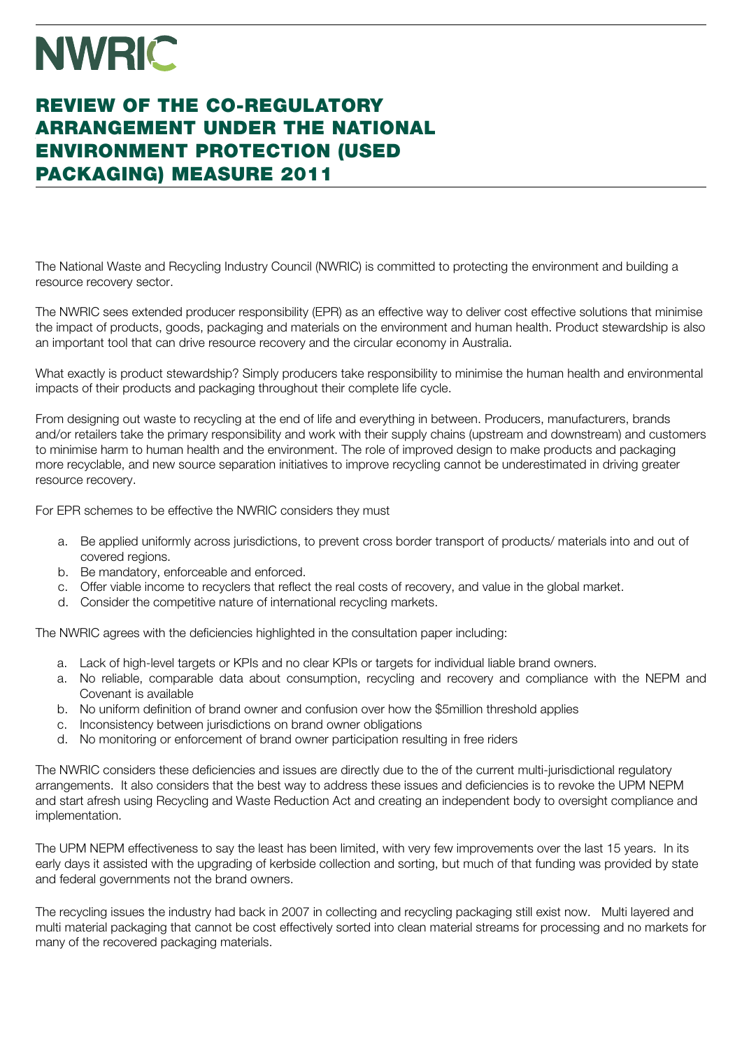# NWRIC

# REVIEW OF THE CO-REGULATORY ARRANGEMENT UNDER THE NATIONAL ENVIRONMENT PROTECTION (USED PACKAGING) MEASURE 2011

The National Waste and Recycling Industry Council (NWRIC) is committed to protecting the environment and building a resource recovery sector.

The NWRIC sees extended producer responsibility (EPR) as an effective way to deliver cost effective solutions that minimise the impact of products, goods, packaging and materials on the environment and human health. Product stewardship is also an important tool that can drive resource recovery and the circular economy in Australia.

What exactly is product stewardship? Simply producers take responsibility to minimise the human health and environmental impacts of their products and packaging throughout their complete life cycle.

From designing out waste to recycling at the end of life and everything in between. Producers, manufacturers, brands and/or retailers take the primary responsibility and work with their supply chains (upstream and downstream) and customers to minimise harm to human health and the environment. The role of improved design to make products and packaging more recyclable, and new source separation initiatives to improve recycling cannot be underestimated in driving greater resource recovery.

For EPR schemes to be effective the NWRIC considers they must

a. Be applied uniformly across jurisdictions, to prevent cross border transport of products/ materials into and out of covered regions.
b. Be mandatory, enforceable and enforced.
c. Offer viable income to recyclers that reflect the real costs of recovery, and value in the global market.
d. Consider the competitive nature of international recycling markets.

The NWRIC agrees with the deficiencies highlighted in the consultation paper including:

a. Lack of high-level targets or KPIs and no clear KPIs or targets for individual liable brand owners.
a. No reliable, comparable data about consumption, recycling and recovery and compliance with the NEPM and Covenant is available
b. No uniform definition of brand owner and confusion over how the $5million threshold applies
c. Inconsistency between jurisdictions on brand owner obligations
d. No monitoring or enforcement of brand owner participation resulting in free riders

The NWRIC considers these deficiencies and issues are directly due to the of the current multi-jurisdictional regulatory arrangements. It also considers that the best way to address these issues and deficiencies is to revoke the UPM NEPM and start afresh using Recycling and Waste Reduction Act and creating an independent body to oversight compliance and implementation.

The UPM NEPM effectiveness to say the least has been limited, with very few improvements over the last 15 years. In its early days it assisted with the upgrading of kerbside collection and sorting, but much of that funding was provided by state and federal governments not the brand owners.

The recycling issues the industry had back in 2007 in collecting and recycling packaging still exist now. Multi layered and multi material packaging that cannot be cost effectively sorted into clean material streams for processing and no markets for many of the recovered packaging materials.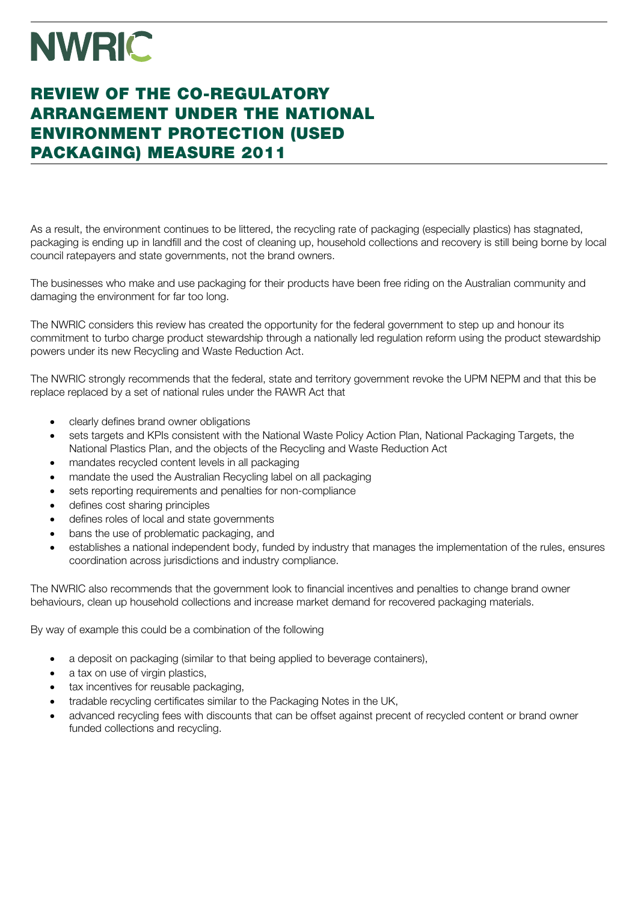As a result, the environment continues to be littered, the recycling rate of packaging (especially plastics) has stagnated, packaging is ending up in landfill and the cost of cleaning up, household collections and recovery is still being borne by local council ratepayers and state governments, not the brand owners.

The businesses who make and use packaging for their products have been free riding on the Australian community and damaging the environment for far too long.

The NWRIC considers this review has created the opportunity for the federal government to step up and honour its commitment to turbo charge product stewardship through a nationally led regulation reform using the product stewardship powers under its new Recycling and Waste Reduction Act.

The NWRIC strongly recommends that the federal, state and territory government revoke the UPM NEPM and that this be replace replaced by a set of national rules under the RAWR Act that

- clearly defines brand owner obligations
- sets targets and KPIs consistent with the National Waste Policy Action Plan, National Packaging Targets, the National Plastics Plan, and the objects of the Recycling and Waste Reduction Act
- mandates recycled content levels in all packaging
- mandate the used the Australian Recycling label on all packaging
- sets reporting requirements and penalties for non-compliance
- defines cost sharing principles
- defines roles of local and state governments
- bans the use of problematic packaging, and
- establishes a national independent body, funded by industry that manages the implementation of the rules, ensures coordination across jurisdictions and industry compliance.

The NWRIC also recommends that the government look to financial incentives and penalties to change brand owner behaviours, clean up household collections and increase market demand for recovered packaging materials.

By way of example this could be a combination of the following

- a deposit on packaging (similar to that being applied to beverage containers),
- a tax on use of virgin plastics,
- tax incentives for reusable packaging,
- tradable recycling certificates similar to the Packaging Notes in the UK,
- advanced recycling fees with discounts that can be offset against precent of recycled content or brand owner funded collections and recycling.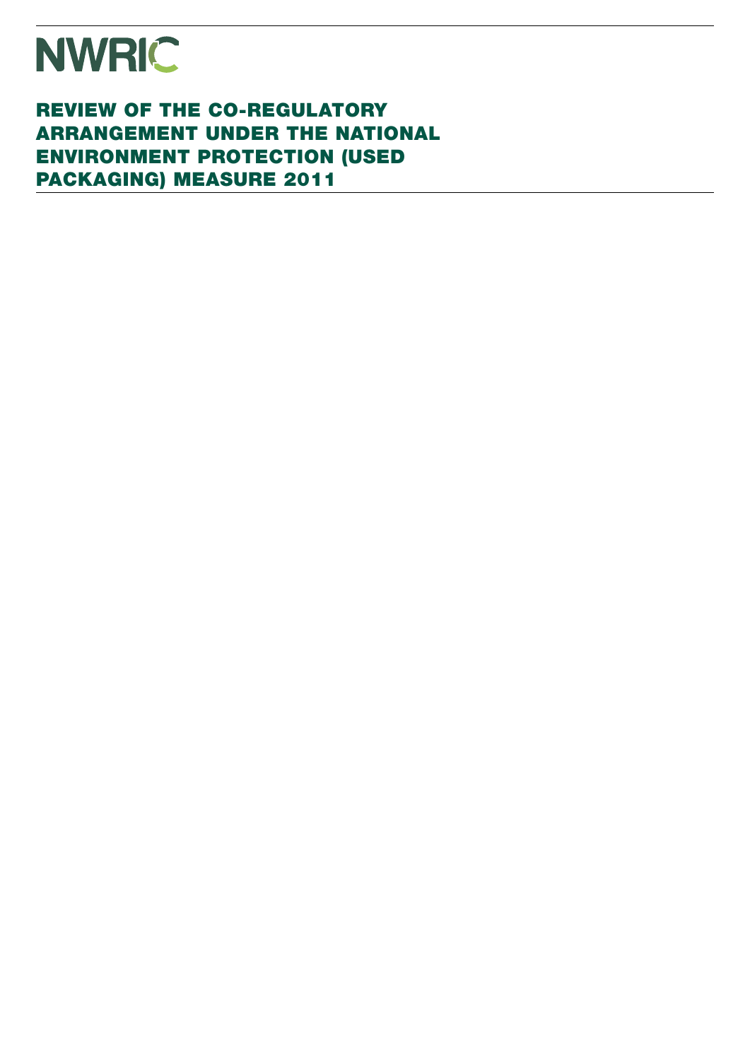NWRIC

# REVIEW OF THE CO-REGULATORY ARRANGEMENT UNDER THE NATIONAL ENVIRONMENT PROTECTION (USED PACKAGING) MEASURE 2011